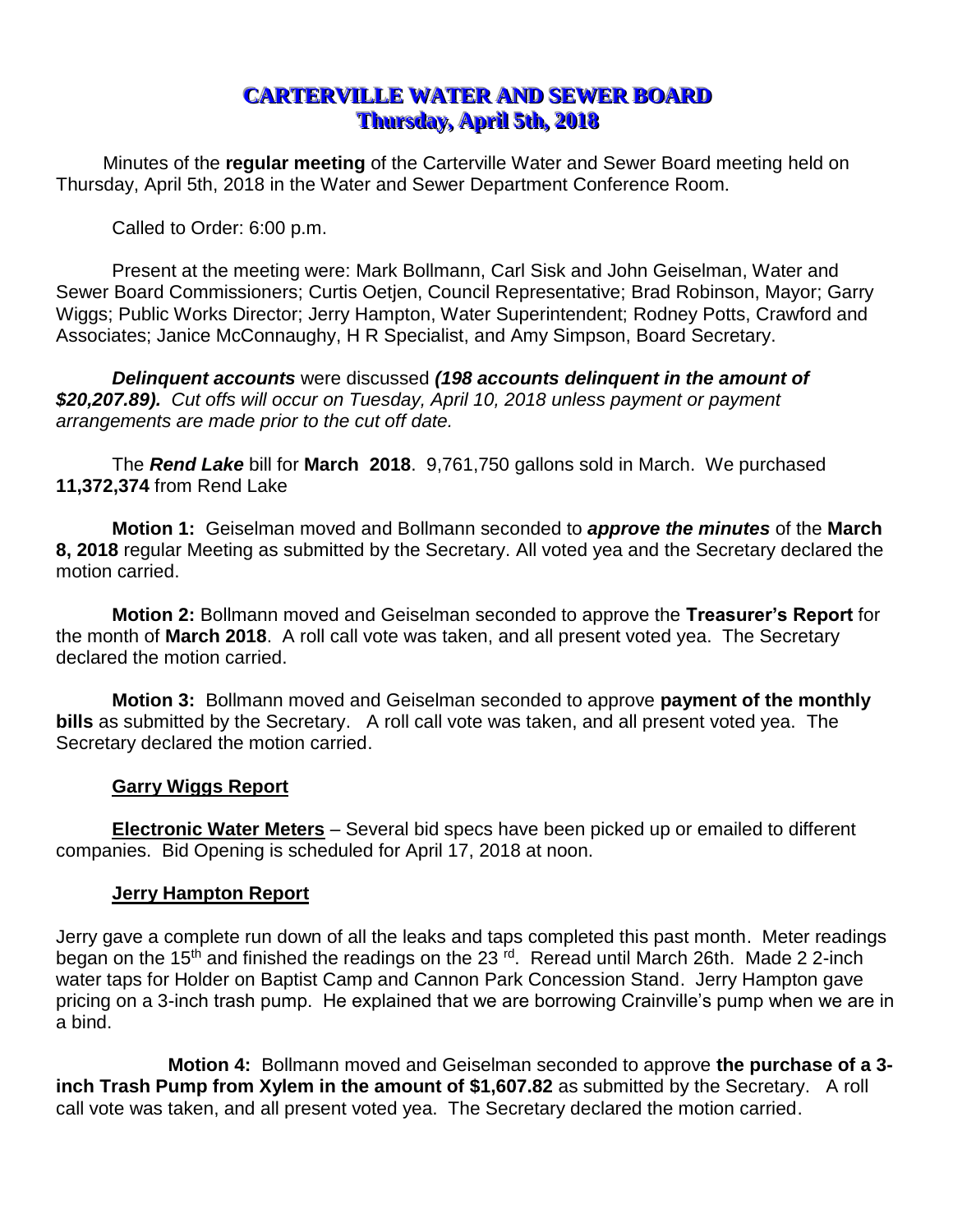# CARTERVILLE WATER AND SEWER BOARD
## Thursday, April 5th, 2018

Minutes of the **regular meeting** of the Carterville Water and Sewer Board meeting held on Thursday, April 5th, 2018 in the Water and Sewer Department Conference Room.

Called to Order: 6:00 p.m.

Present at the meeting were: Mark Bollmann, Carl Sisk and John Geiselman, Water and Sewer Board Commissioners; Curtis Oetjen, Council Representative; Brad Robinson, Mayor; Garry Wiggs; Public Works Director; Jerry Hampton, Water Superintendent; Rodney Potts, Crawford and Associates; Janice McConnaughy, H R Specialist, and Amy Simpson, Board Secretary.

***Delinquent accounts*** were discussed ***(198 accounts delinquent in the amount of $20,207.89).*** *Cut offs will occur on Tuesday, April 10, 2018 unless payment or payment arrangements are made prior to the cut off date.*

The ***Rend Lake*** bill for **March 2018**. 9,761,750 gallons sold in March. We purchased **11,372,374** from Rend Lake

**Motion 1:** Geiselman moved and Bollmann seconded to ***approve the minutes*** of the **March 8, 2018** regular Meeting as submitted by the Secretary. All voted yea and the Secretary declared the motion carried.

**Motion 2:** Bollmann moved and Geiselman seconded to approve the **Treasurer's Report** for the month of **March 2018**. A roll call vote was taken, and all present voted yea. The Secretary declared the motion carried.

**Motion 3:** Bollmann moved and Geiselman seconded to approve **payment of the monthly bills** as submitted by the Secretary. A roll call vote was taken, and all present voted yea. The Secretary declared the motion carried.

**Garry Wiggs Report**

**Electronic Water Meters** – Several bid specs have been picked up or emailed to different companies. Bid Opening is scheduled for April 17, 2018 at noon.

**Jerry Hampton Report**

Jerry gave a complete run down of all the leaks and taps completed this past month. Meter readings began on the 15th and finished the readings on the 23 rd. Reread until March 26th. Made 2 2-inch water taps for Holder on Baptist Camp and Cannon Park Concession Stand. Jerry Hampton gave pricing on a 3-inch trash pump. He explained that we are borrowing Crainville's pump when we are in a bind.

**Motion 4:** Bollmann moved and Geiselman seconded to approve **the purchase of a 3-inch Trash Pump from Xylem in the amount of $1,607.82** as submitted by the Secretary. A roll call vote was taken, and all present voted yea. The Secretary declared the motion carried.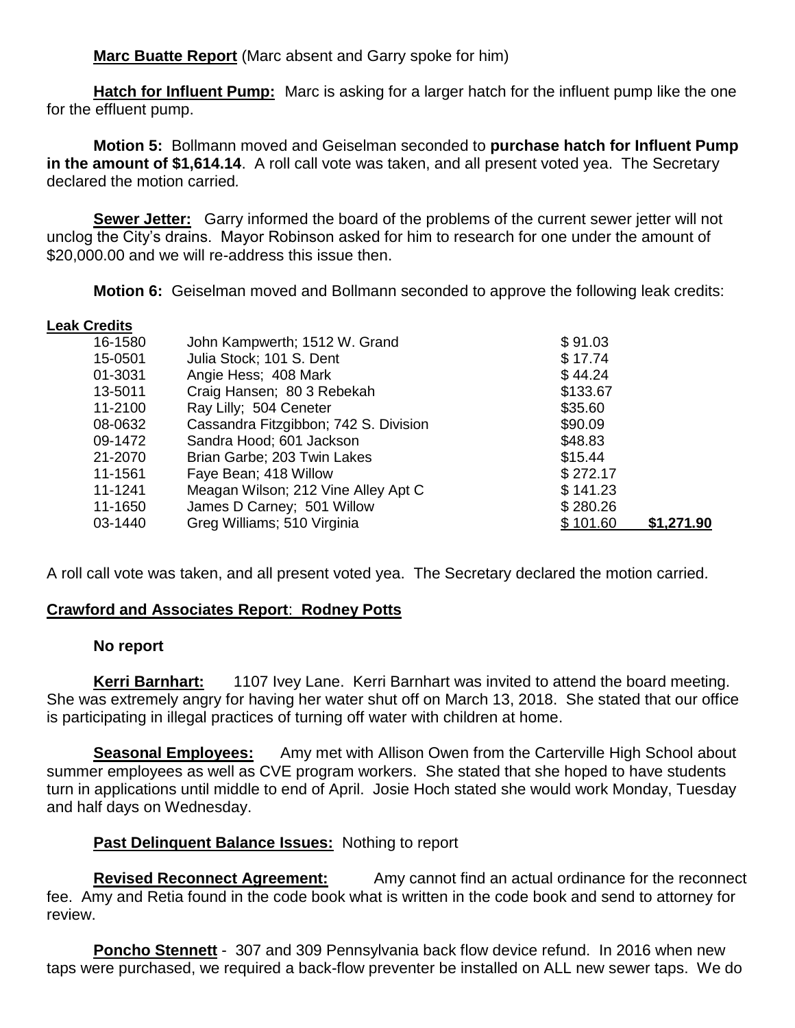**Marc Buatte Report** (Marc absent and Garry spoke for him)

**Hatch for Influent Pump:** Marc is asking for a larger hatch for the influent pump like the one for the effluent pump.

**Motion 5:** Bollmann moved and Geiselman seconded to **purchase hatch for Influent Pump in the amount of $1,614.14**. A roll call vote was taken, and all present voted yea. The Secretary declared the motion carried.

**Sewer Jetter:** Garry informed the board of the problems of the current sewer jetter will not unclog the City's drains. Mayor Robinson asked for him to research for one under the amount of $20,000.00 and we will re-address this issue then.

**Motion 6:** Geiselman moved and Bollmann seconded to approve the following leak credits:

**Leak Credits**

| | | | |
|---|---|---|---|
| 16-1580 | John Kampwerth; 1512 W. Grand | $ 91.03 | |
| 15-0501 | Julia Stock; 101 S. Dent | $ 17.74 | |
| 01-3031 | Angie Hess; 408 Mark | $ 44.24 | |
| 13-5011 | Craig Hansen; 80 3 Rebekah | $133.67 | |
| 11-2100 | Ray Lilly; 504 Ceneter | $35.60 | |
| 08-0632 | Cassandra Fitzgibbon; 742 S. Division | $90.09 | |
| 09-1472 | Sandra Hood; 601 Jackson | $48.83 | |
| 21-2070 | Brian Garbe; 203 Twin Lakes | $15.44 | |
| 11-1561 | Faye Bean; 418 Willow | $ 272.17 | |
| 11-1241 | Meagan Wilson; 212 Vine Alley Apt C | $ 141.23 | |
| 11-1650 | James D Carney; 501 Willow | $ 280.26 | |
| 03-1440 | Greg Williams; 510 Virginia | $ 101.60 | **$1,271.90** |

A roll call vote was taken, and all present voted yea. The Secretary declared the motion carried.

**Crawford and Associates Report: Rodney Potts**

**No report**

**Kerri Barnhart:** 1107 Ivey Lane. Kerri Barnhart was invited to attend the board meeting. She was extremely angry for having her water shut off on March 13, 2018. She stated that our office is participating in illegal practices of turning off water with children at home.

**Seasonal Employees:** Amy met with Allison Owen from the Carterville High School about summer employees as well as CVE program workers. She stated that she hoped to have students turn in applications until middle to end of April. Josie Hoch stated she would work Monday, Tuesday and half days on Wednesday.

**Past Delinquent Balance Issues:** Nothing to report

**Revised Reconnect Agreement:** Amy cannot find an actual ordinance for the reconnect fee. Amy and Retia found in the code book what is written in the code book and send to attorney for review.

**Poncho Stennett** - 307 and 309 Pennsylvania back flow device refund. In 2016 when new taps were purchased, we required a back-flow preventer be installed on ALL new sewer taps. We do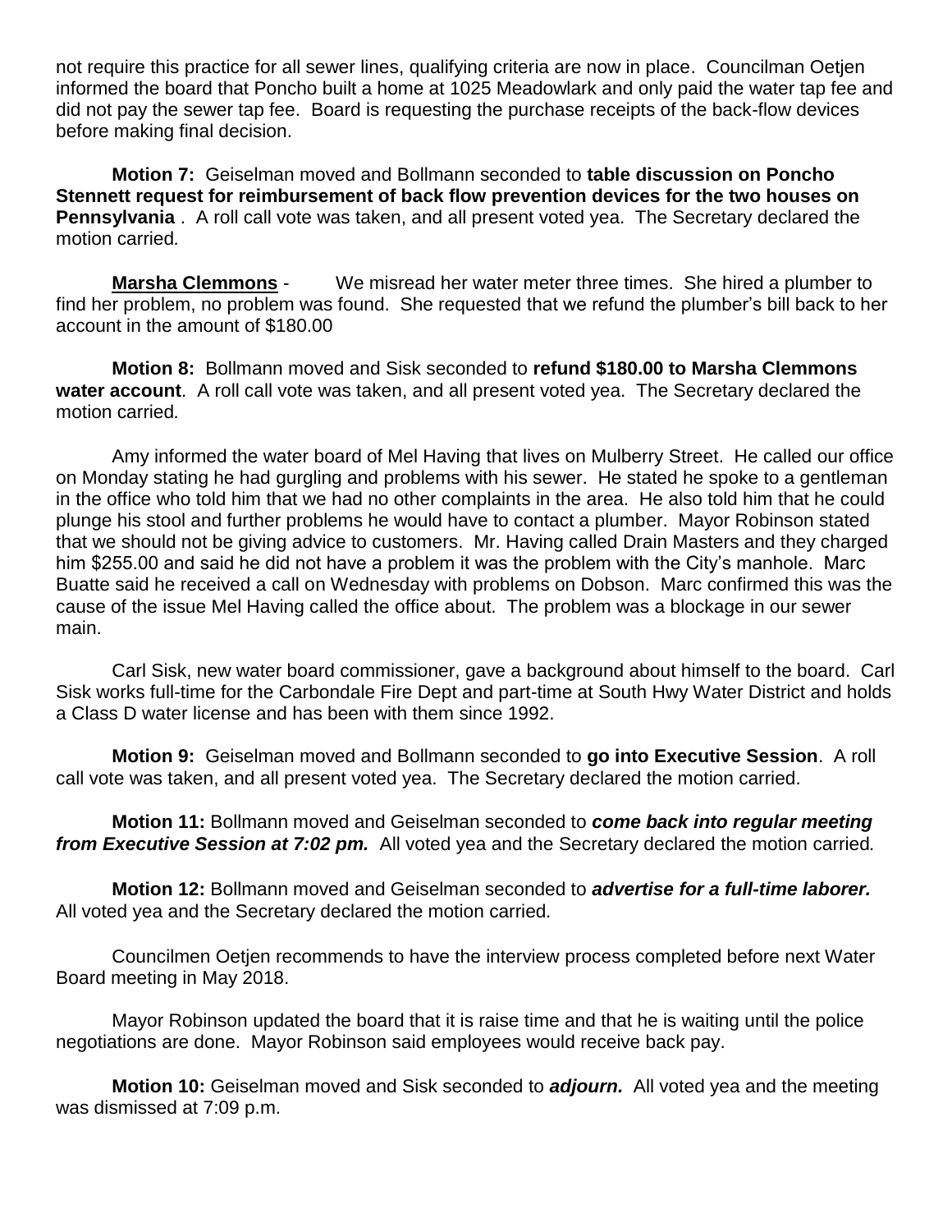not require this practice for all sewer lines, qualifying criteria are now in place. Councilman Oetjen informed the board that Poncho built a home at 1025 Meadowlark and only paid the water tap fee and did not pay the sewer tap fee. Board is requesting the purchase receipts of the back-flow devices before making final decision.

**Motion 7:** Geiselman moved and Bollmann seconded to **table discussion on Poncho Stennett request for reimbursement of back flow prevention devices for the two houses on Pennsylvania** . A roll call vote was taken, and all present voted yea. The Secretary declared the motion carried*.*

**Marsha Clemmons** - We misread her water meter three times. She hired a plumber to find her problem, no problem was found. She requested that we refund the plumber's bill back to her account in the amount of $180.00

**Motion 8:** Bollmann moved and Sisk seconded to **refund $180.00 to Marsha Clemmons water account**. A roll call vote was taken, and all present voted yea. The Secretary declared the motion carried*.*

Amy informed the water board of Mel Having that lives on Mulberry Street. He called our office on Monday stating he had gurgling and problems with his sewer. He stated he spoke to a gentleman in the office who told him that we had no other complaints in the area. He also told him that he could plunge his stool and further problems he would have to contact a plumber. Mayor Robinson stated that we should not be giving advice to customers. Mr. Having called Drain Masters and they charged him $255.00 and said he did not have a problem it was the problem with the City's manhole. Marc Buatte said he received a call on Wednesday with problems on Dobson. Marc confirmed this was the cause of the issue Mel Having called the office about. The problem was a blockage in our sewer main.

Carl Sisk, new water board commissioner, gave a background about himself to the board. Carl Sisk works full-time for the Carbondale Fire Dept and part-time at South Hwy Water District and holds a Class D water license and has been with them since 1992.

**Motion 9:** Geiselman moved and Bollmann seconded to **go into Executive Session**. A roll call vote was taken, and all present voted yea. The Secretary declared the motion carried.

**Motion 11:** Bollmann moved and Geiselman seconded to ***come back into regular meeting from Executive Session at 7:02 pm.*** All voted yea and the Secretary declared the motion carried*.*

**Motion 12:** Bollmann moved and Geiselman seconded to ***advertise for a full-time laborer.*** All voted yea and the Secretary declared the motion carried*.*

Councilmen Oetjen recommends to have the interview process completed before next Water Board meeting in May 2018.

Mayor Robinson updated the board that it is raise time and that he is waiting until the police negotiations are done. Mayor Robinson said employees would receive back pay.

**Motion 10:** Geiselman moved and Sisk seconded to ***adjourn.*** All voted yea and the meeting was dismissed at 7:09 p.m.